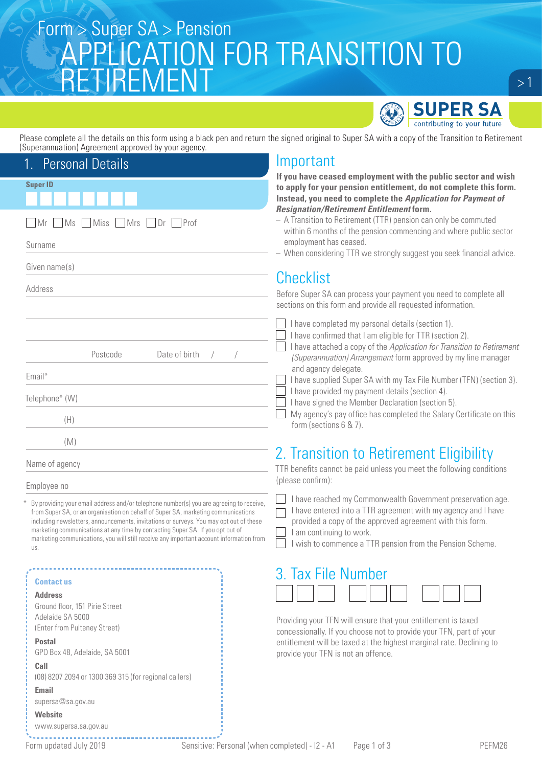Form > Super SA > Pension

# APPLICATION FOR TRANSITION TO RETIREMENT

SUPER SA
contributing to your future

Please complete all the details on this form using a black pen and return the signed original to Super SA with a copy of the Transition to Retirement (Superannuation) Agreement approved by your agency.

## 1. Personal Details

**Super ID**

☐ Mr ☐ Ms ☐ Miss ☐ Mrs ☐ Dr ☐ Prof

Surname

Given name(s)

Address

Postcode Date of birth / /

Email*

Telephone* (W)

(H)

(M)

Name of agency

Employee no

\* By providing your email address and/or telephone number(s) you are agreeing to receive, from Super SA, or an organisation on behalf of Super SA, marketing communications including newsletters, announcements, invitations or surveys. You may opt out of these marketing communications at any time by contacting Super SA. If you opt out of marketing communications, you will still receive any important account information from us.

**Contact us**

**Address**
Ground floor, 151 Pirie Street
Adelaide SA 5000
(Enter from Pulteney Street)

**Postal**
GPO Box 48, Adelaide, SA 5001

**Call**
(08) 8207 2094 or 1300 369 315 (for regional callers)

**Email**
supersa@sa.gov.au

**Website**
www.supersa.sa.gov.au

## Important

**If you have ceased employment with the public sector and wish to apply for your pension entitlement, do not complete this form. Instead, you need to complete the *Application for Payment of Resignation/Retirement Entitlement* form.**

- A Transition to Retirement (TTR) pension can only be commuted within 6 months of the pension commencing and where public sector employment has ceased.
- When considering TTR we strongly suggest you seek financial advice.

## Checklist

Before Super SA can process your payment you need to complete all sections on this form and provide all requested information.

- ☐ I have completed my personal details (section 1).
- ☐ I have confirmed that I am eligible for TTR (section 2).
- ☐ I have attached a copy of the *Application for Transition to Retirement (Superannuation) Arrangement* form approved by my line manager and agency delegate.
- ☐ I have supplied Super SA with my Tax File Number (TFN) (section 3).
- ☐ I have provided my payment details (section 4).
- ☐ I have signed the Member Declaration (section 5).
- ☐ My agency's pay office has completed the Salary Certificate on this form (sections 6 & 7).

## 2. Transition to Retirement Eligibility

TTR benefits cannot be paid unless you meet the following conditions (please confirm):

- ☐ I have reached my Commonwealth Government preservation age.
- ☐ I have entered into a TTR agreement with my agency and I have provided a copy of the approved agreement with this form.
- ☐ I am continuing to work.
- ☐ I wish to commence a TTR pension from the Pension Scheme.

## 3. Tax File Number

☐☐☐ ☐☐☐ ☐☐☐

Providing your TFN will ensure that your entitlement is taxed concessionally. If you choose not to provide your TFN, part of your entitlement will be taxed at the highest marginal rate. Declining to provide your TFN is not an offence.

Form updated July 2019 Sensitive: Personal (when completed) - I2 - A1 PEFM26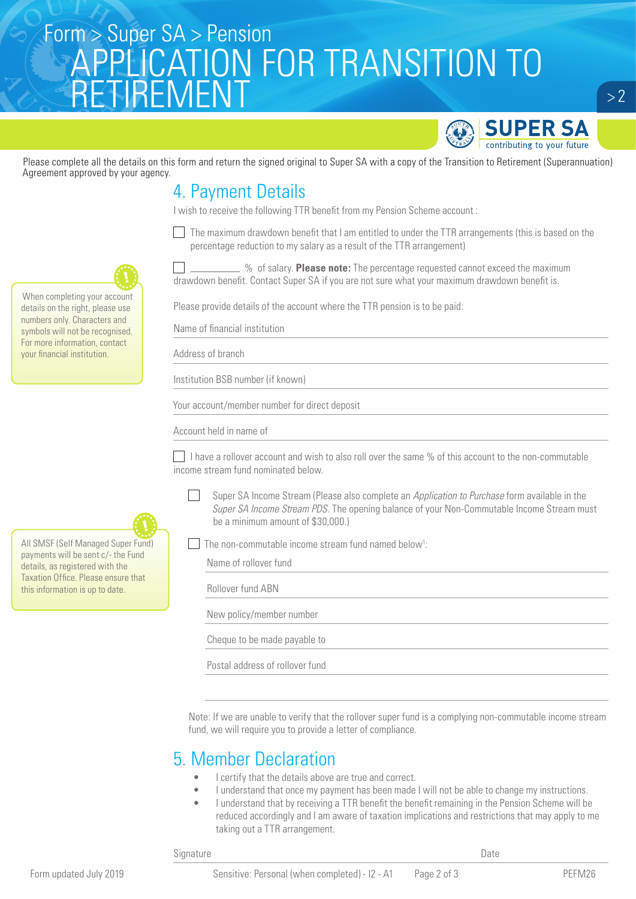Form > Super SA > Pension

# APPLICATION FOR TRANSITION TO RETIREMENT

Please complete all the details on this form and return the signed original to Super SA with a copy of the Transition to Retirement (Superannuation) Agreement approved by your agency.

## 4. Payment Details

I wish to receive the following TTR benefit from my Pension Scheme account :

☐ The maximum drawdown benefit that I am entitled to under the TTR arrangements (this is based on the percentage reduction to my salary as a result of the TTR arrangement)

☐ _________ % of salary. **Please note:** The percentage requested cannot exceed the maximum drawdown benefit. Contact Super SA if you are not sure what your maximum drawdown benefit is.

When completing your account details on the right, please use numbers only. Characters and symbols will not be recognised. For more information, contact your financial institution.

Please provide details of the account where the TTR pension is to be paid:

Name of financial institution ____________________

Address of branch ____________________

Institution BSB number (if known) ____________________

Your account/member number for direct deposit ____________________

Account held in name of ____________________

☐ I have a rollover account and wish to also roll over the same % of this account to the non-commutable income stream fund nominated below.

☐ Super SA Income Stream (Please also complete an *Application to Purchase* form available in the *Super SA Income Stream PDS*. The opening balance of your Non-Commutable Income Stream must be a minimum amount of $30,000.)

All SMSF (Self Managed Super Fund) payments will be sent c/- the Fund details, as registered with the Taxation Office. Please ensure that this information is up to date.

☐ The non-commutable income stream fund named below[1]:

Name of rollover fund ____________________

Rollover fund ABN ____________________

New policy/member number ____________________

Cheque to be made payable to ____________________

Postal address of rollover fund ____________________

____________________

Note: If we are unable to verify that the rollover super fund is a complying non-commutable income stream fund, we will require you to provide a letter of compliance.

## 5. Member Declaration

- I certify that the details above are true and correct.
- I understand that once my payment has been made I will not be able to change my instructions.
- I understand that by receiving a TTR benefit the benefit remaining in the Pension Scheme will be reduced accordingly and I am aware of taxation implications and restrictions that may apply to me taking out a TTR arrangement.

Signature ____________________ Date ____________________

Form updated July 2019 Sensitive: Personal (when completed) - I2 - A1 PEFM26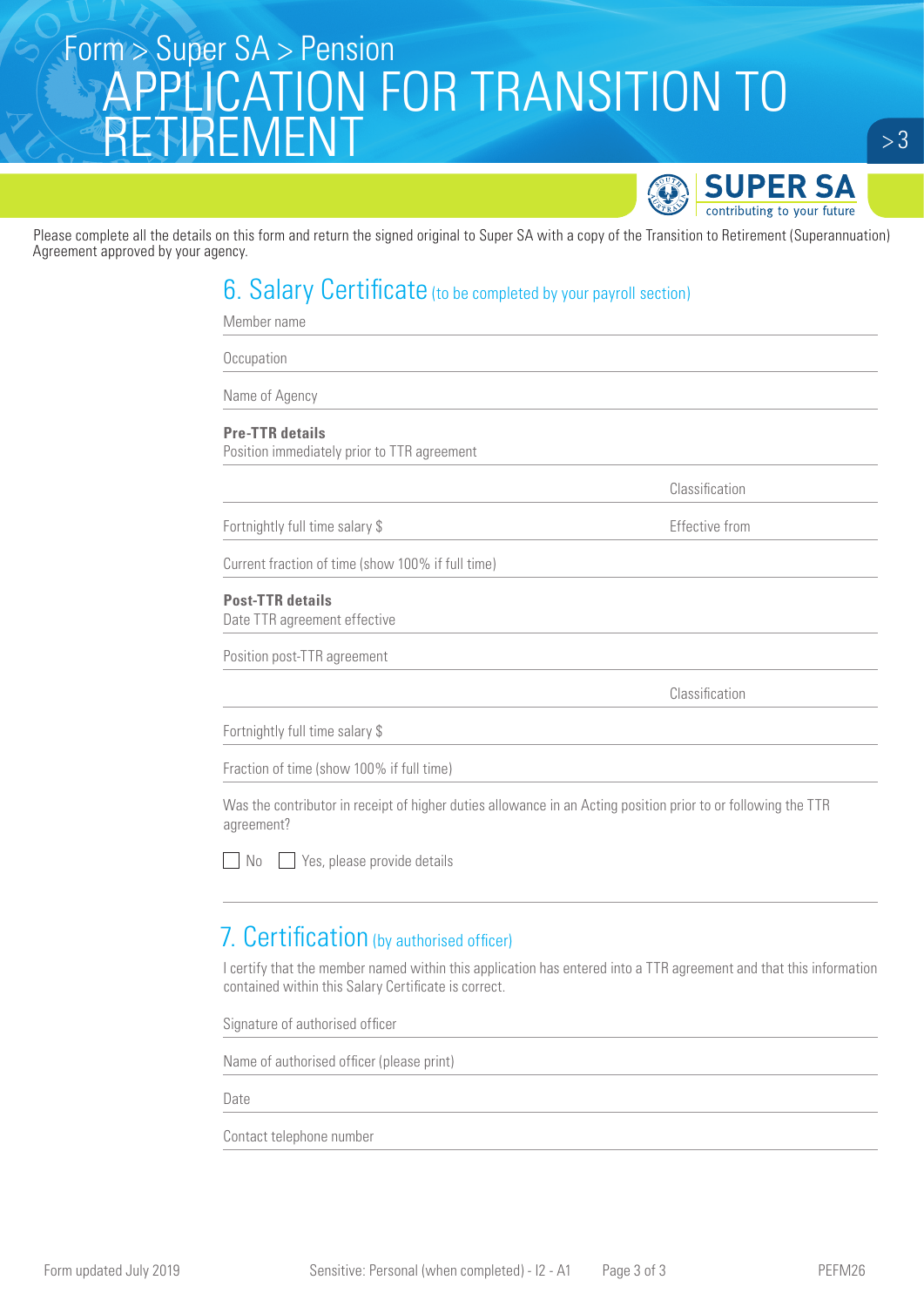Form > Super SA > Pension

# APPLICATION FOR TRANSITION TO RETIREMENT

SUPER SA
contributing to your future

Please complete all the details on this form and return the signed original to Super SA with a copy of the Transition to Retirement (Superannuation) Agreement approved by your agency.

## 6. Salary Certificate (to be completed by your payroll section)

Member name

Occupation

Name of Agency

**Pre-TTR details**

Position immediately prior to TTR agreement

Classification

Fortnightly full time salary $ Effective from

Current fraction of time (show 100% if full time)

**Post-TTR details**

Date TTR agreement effective

Position post-TTR agreement

Classification

Fortnightly full time salary $

Fraction of time (show 100% if full time)

Was the contributor in receipt of higher duties allowance in an Acting position prior to or following the TTR agreement?

☐ No ☐ Yes, please provide details

## 7. Certification (by authorised officer)

I certify that the member named within this application has entered into a TTR agreement and that this information contained within this Salary Certificate is correct.

Signature of authorised officer

Name of authorised officer (please print)

Date

Contact telephone number

Form updated July 2019 Sensitive: Personal (when completed) - I2 - A1 PEFM26